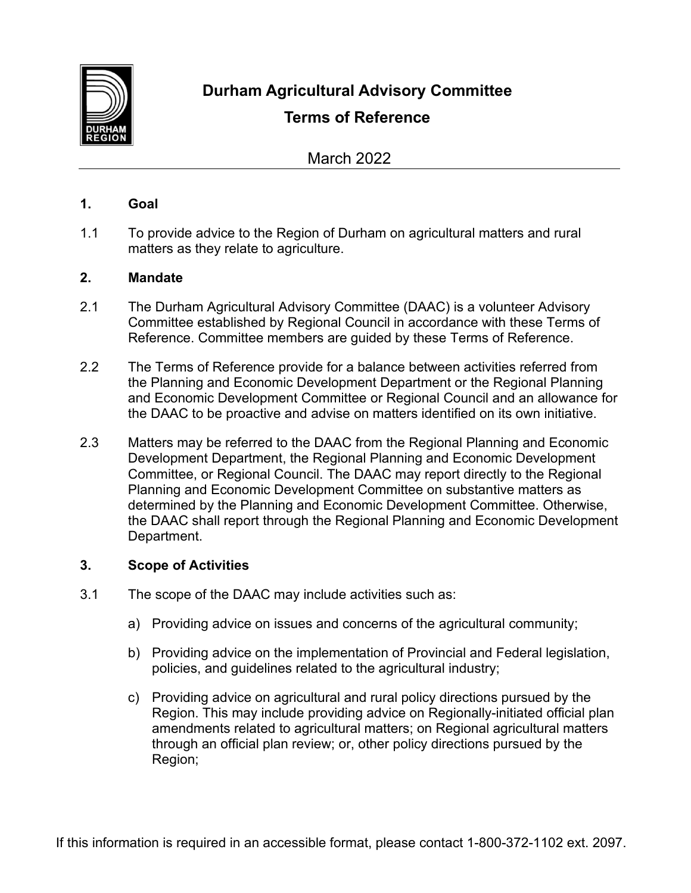# Durham Agricultural Advisory Committee

## Terms of Reference

March 2022

### 1. Goal

1.1 To provide advice to the Region of Durham on agricultural matters and rural matters as they relate to agriculture.

### 2. Mandate

2.1 The Durham Agricultural Advisory Committee (DAAC) is a volunteer Advisory Committee established by Regional Council in accordance with these Terms of Reference. Committee members are guided by these Terms of Reference.

2.2 The Terms of Reference provide for a balance between activities referred from the Planning and Economic Development Department or the Regional Planning and Economic Development Committee or Regional Council and an allowance for the DAAC to be proactive and advise on matters identified on its own initiative.

2.3 Matters may be referred to the DAAC from the Regional Planning and Economic Development Department, the Regional Planning and Economic Development Committee, or Regional Council. The DAAC may report directly to the Regional Planning and Economic Development Committee on substantive matters as determined by the Planning and Economic Development Committee. Otherwise, the DAAC shall report through the Regional Planning and Economic Development Department.

### 3. Scope of Activities

3.1 The scope of the DAAC may include activities such as:

a) Providing advice on issues and concerns of the agricultural community;

b) Providing advice on the implementation of Provincial and Federal legislation, policies, and guidelines related to the agricultural industry;

c) Providing advice on agricultural and rural policy directions pursued by the Region. This may include providing advice on Regionally-initiated official plan amendments related to agricultural matters; on Regional agricultural matters through an official plan review; or, other policy directions pursued by the Region;

If this information is required in an accessible format, please contact 1-800-372-1102 ext. 2097.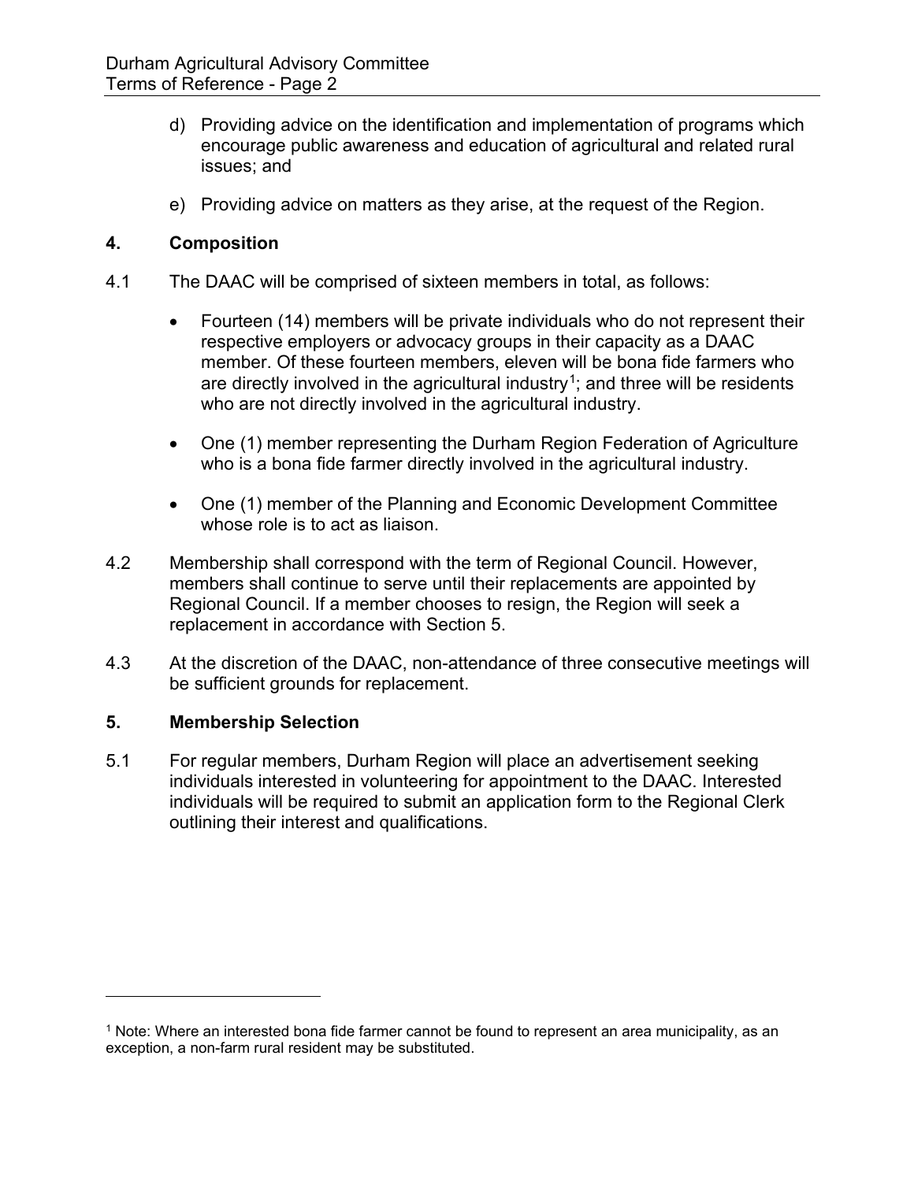d) Providing advice on the identification and implementation of programs which encourage public awareness and education of agricultural and related rural issues; and

e) Providing advice on matters as they arise, at the request of the Region.

## 4. Composition

4.1 The DAAC will be comprised of sixteen members in total, as follows:

- Fourteen (14) members will be private individuals who do not represent their respective employers or advocacy groups in their capacity as a DAAC member. Of these fourteen members, eleven will be bona fide farmers who are directly involved in the agricultural industry[1]; and three will be residents who are not directly involved in the agricultural industry.
- One (1) member representing the Durham Region Federation of Agriculture who is a bona fide farmer directly involved in the agricultural industry.
- One (1) member of the Planning and Economic Development Committee whose role is to act as liaison.

4.2 Membership shall correspond with the term of Regional Council. However, members shall continue to serve until their replacements are appointed by Regional Council. If a member chooses to resign, the Region will seek a replacement in accordance with Section 5.

4.3 At the discretion of the DAAC, non-attendance of three consecutive meetings will be sufficient grounds for replacement.

## 5. Membership Selection

5.1 For regular members, Durham Region will place an advertisement seeking individuals interested in volunteering for appointment to the DAAC. Interested individuals will be required to submit an application form to the Regional Clerk outlining their interest and qualifications.

---

[1] Note: Where an interested bona fide farmer cannot be found to represent an area municipality, as an exception, a non-farm rural resident may be substituted.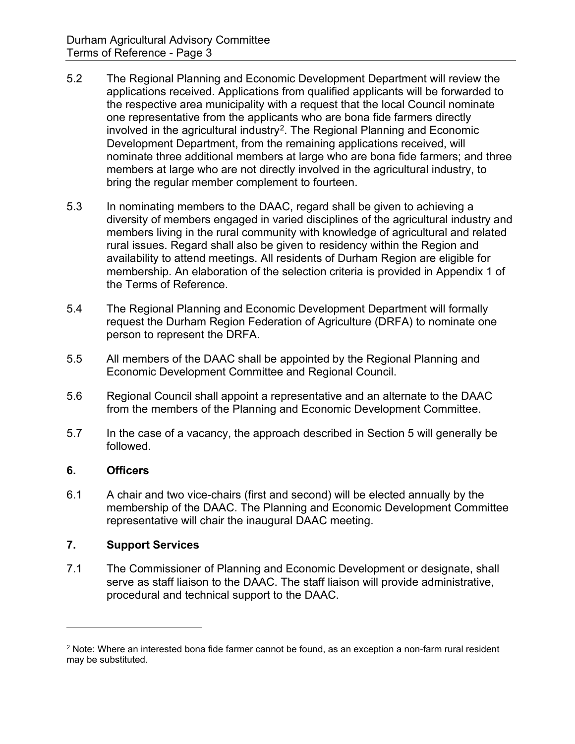5.2 The Regional Planning and Economic Development Department will review the applications received. Applications from qualified applicants will be forwarded to the respective area municipality with a request that the local Council nominate one representative from the applicants who are bona fide farmers directly involved in the agricultural industry[2]. The Regional Planning and Economic Development Department, from the remaining applications received, will nominate three additional members at large who are bona fide farmers; and three members at large who are not directly involved in the agricultural industry, to bring the regular member complement to fourteen.

5.3 In nominating members to the DAAC, regard shall be given to achieving a diversity of members engaged in varied disciplines of the agricultural industry and members living in the rural community with knowledge of agricultural and related rural issues. Regard shall also be given to residency within the Region and availability to attend meetings. All residents of Durham Region are eligible for membership. An elaboration of the selection criteria is provided in Appendix 1 of the Terms of Reference.

5.4 The Regional Planning and Economic Development Department will formally request the Durham Region Federation of Agriculture (DRFA) to nominate one person to represent the DRFA.

5.5 All members of the DAAC shall be appointed by the Regional Planning and Economic Development Committee and Regional Council.

5.6 Regional Council shall appoint a representative and an alternate to the DAAC from the members of the Planning and Economic Development Committee.

5.7 In the case of a vacancy, the approach described in Section 5 will generally be followed.

## 6. Officers

6.1 A chair and two vice-chairs (first and second) will be elected annually by the membership of the DAAC. The Planning and Economic Development Committee representative will chair the inaugural DAAC meeting.

## 7. Support Services

7.1 The Commissioner of Planning and Economic Development or designate, shall serve as staff liaison to the DAAC. The staff liaison will provide administrative, procedural and technical support to the DAAC.

---

[2] Note: Where an interested bona fide farmer cannot be found, as an exception a non-farm rural resident may be substituted.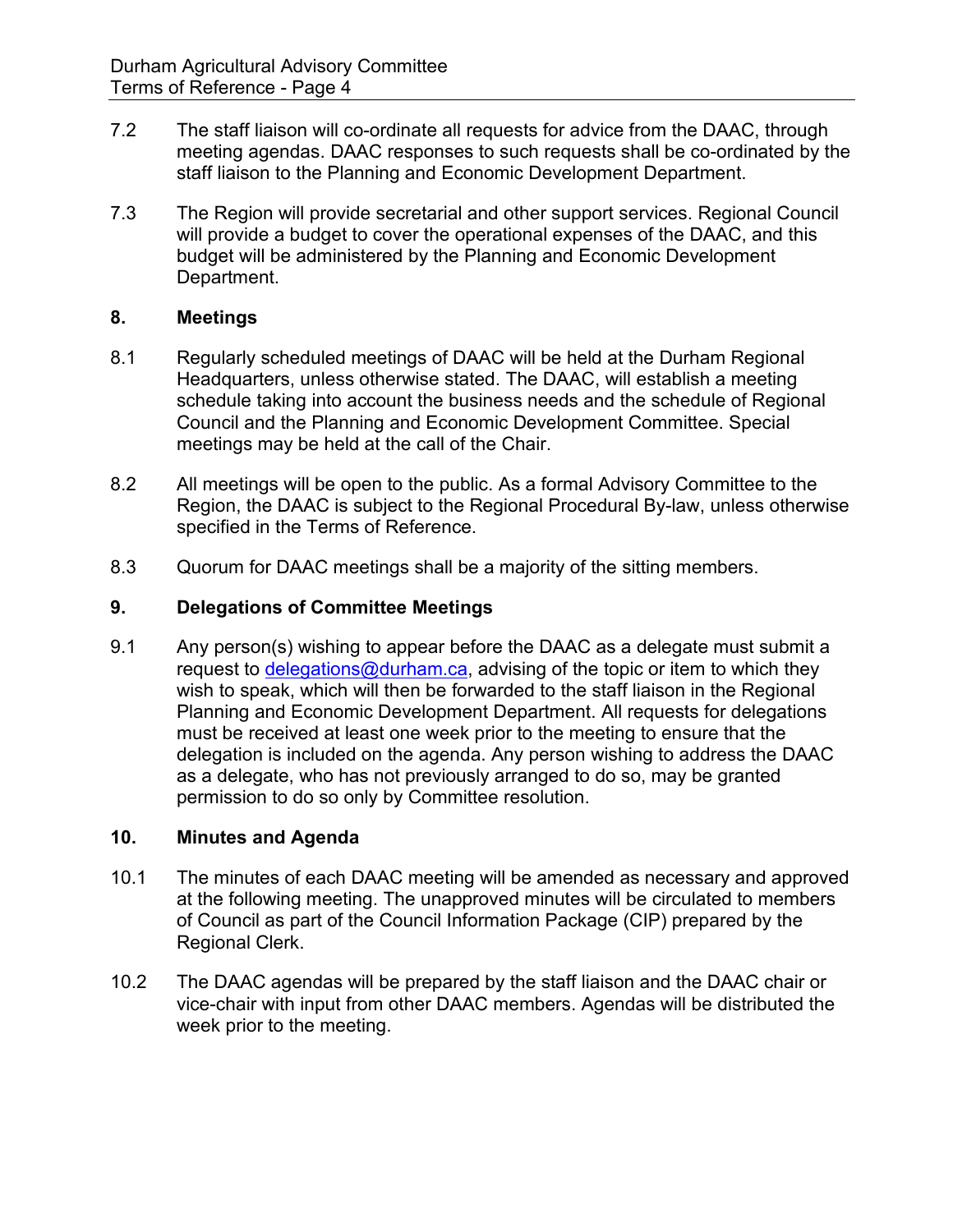7.2 The staff liaison will co-ordinate all requests for advice from the DAAC, through meeting agendas. DAAC responses to such requests shall be co-ordinated by the staff liaison to the Planning and Economic Development Department.

7.3 The Region will provide secretarial and other support services. Regional Council will provide a budget to cover the operational expenses of the DAAC, and this budget will be administered by the Planning and Economic Development Department.

## 8. Meetings

8.1 Regularly scheduled meetings of DAAC will be held at the Durham Regional Headquarters, unless otherwise stated. The DAAC, will establish a meeting schedule taking into account the business needs and the schedule of Regional Council and the Planning and Economic Development Committee. Special meetings may be held at the call of the Chair.

8.2 All meetings will be open to the public. As a formal Advisory Committee to the Region, the DAAC is subject to the Regional Procedural By-law, unless otherwise specified in the Terms of Reference.

8.3 Quorum for DAAC meetings shall be a majority of the sitting members.

## 9. Delegations of Committee Meetings

9.1 Any person(s) wishing to appear before the DAAC as a delegate must submit a request to delegations@durham.ca, advising of the topic or item to which they wish to speak, which will then be forwarded to the staff liaison in the Regional Planning and Economic Development Department. All requests for delegations must be received at least one week prior to the meeting to ensure that the delegation is included on the agenda. Any person wishing to address the DAAC as a delegate, who has not previously arranged to do so, may be granted permission to do so only by Committee resolution.

## 10. Minutes and Agenda

10.1 The minutes of each DAAC meeting will be amended as necessary and approved at the following meeting. The unapproved minutes will be circulated to members of Council as part of the Council Information Package (CIP) prepared by the Regional Clerk.

10.2 The DAAC agendas will be prepared by the staff liaison and the DAAC chair or vice-chair with input from other DAAC members. Agendas will be distributed the week prior to the meeting.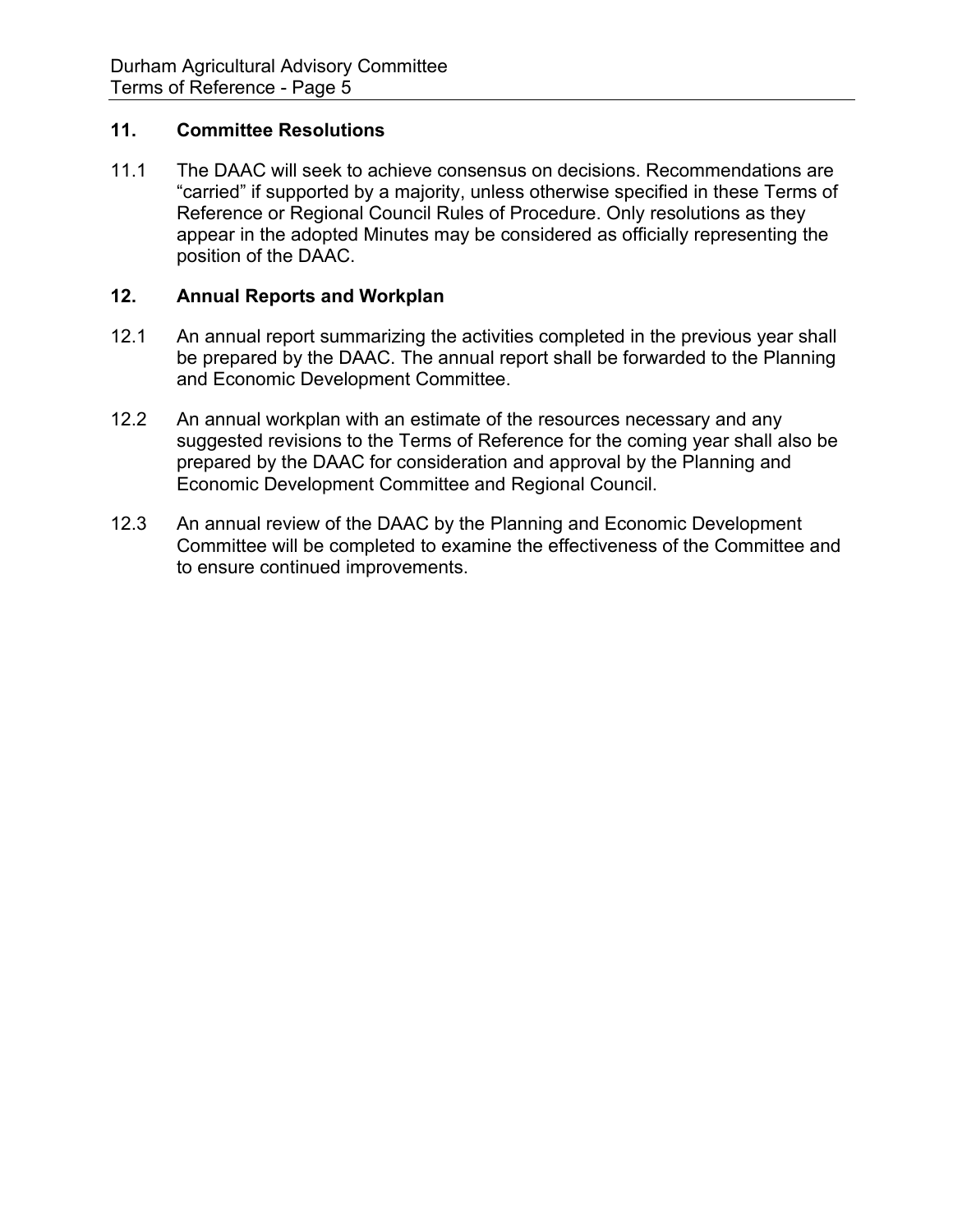## 11. Committee Resolutions

11.1 The DAAC will seek to achieve consensus on decisions. Recommendations are "carried" if supported by a majority, unless otherwise specified in these Terms of Reference or Regional Council Rules of Procedure. Only resolutions as they appear in the adopted Minutes may be considered as officially representing the position of the DAAC.

## 12. Annual Reports and Workplan

12.1 An annual report summarizing the activities completed in the previous year shall be prepared by the DAAC. The annual report shall be forwarded to the Planning and Economic Development Committee.

12.2 An annual workplan with an estimate of the resources necessary and any suggested revisions to the Terms of Reference for the coming year shall also be prepared by the DAAC for consideration and approval by the Planning and Economic Development Committee and Regional Council.

12.3 An annual review of the DAAC by the Planning and Economic Development Committee will be completed to examine the effectiveness of the Committee and to ensure continued improvements.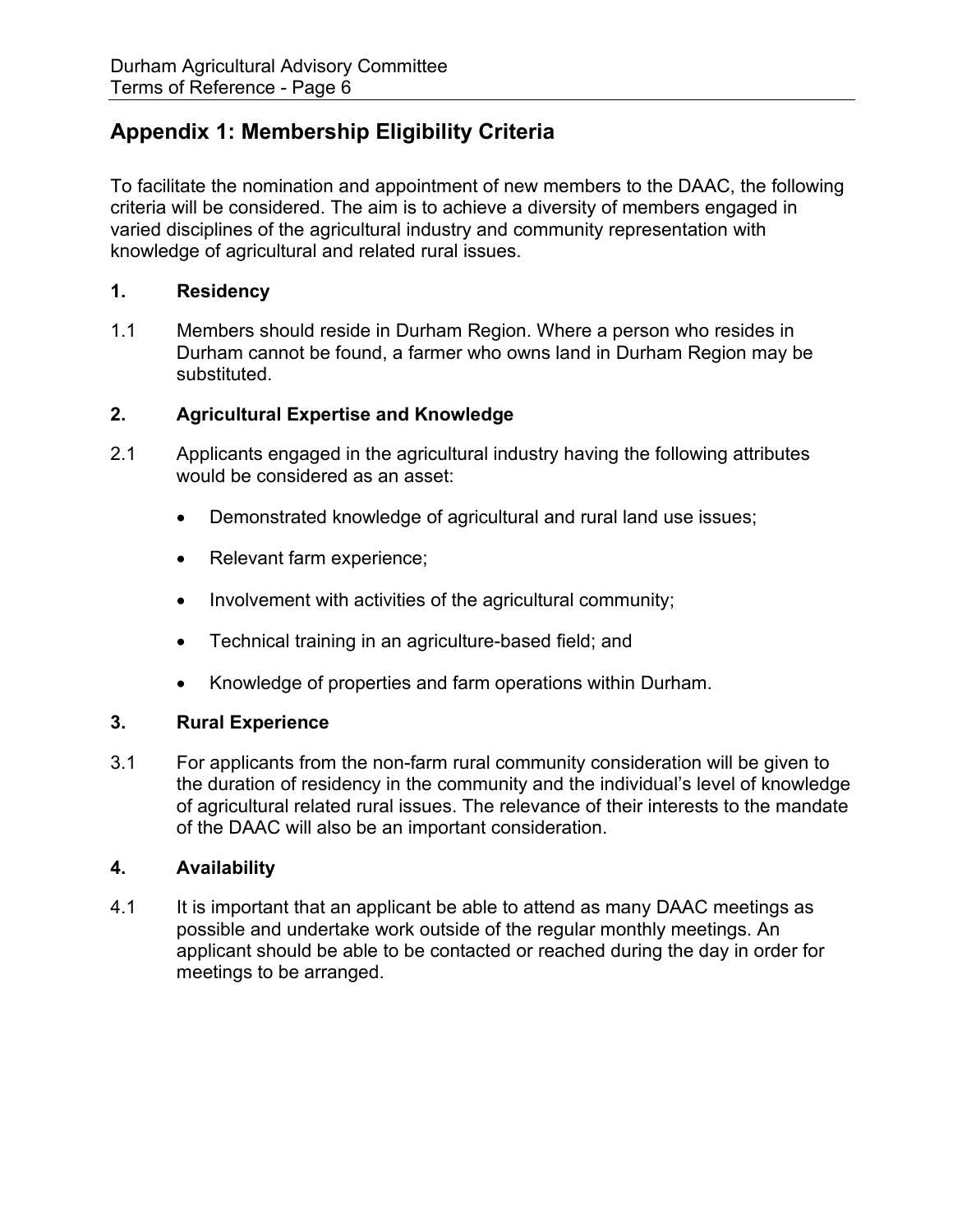## Appendix 1: Membership Eligibility Criteria

To facilitate the nomination and appointment of new members to the DAAC, the following criteria will be considered. The aim is to achieve a diversity of members engaged in varied disciplines of the agricultural industry and community representation with knowledge of agricultural and related rural issues.

### 1. Residency

1.1 Members should reside in Durham Region. Where a person who resides in Durham cannot be found, a farmer who owns land in Durham Region may be substituted.

### 2. Agricultural Expertise and Knowledge

2.1 Applicants engaged in the agricultural industry having the following attributes would be considered as an asset:

- Demonstrated knowledge of agricultural and rural land use issues;
- Relevant farm experience;
- Involvement with activities of the agricultural community;
- Technical training in an agriculture-based field; and
- Knowledge of properties and farm operations within Durham.

### 3. Rural Experience

3.1 For applicants from the non-farm rural community consideration will be given to the duration of residency in the community and the individual's level of knowledge of agricultural related rural issues. The relevance of their interests to the mandate of the DAAC will also be an important consideration.

### 4. Availability

4.1 It is important that an applicant be able to attend as many DAAC meetings as possible and undertake work outside of the regular monthly meetings. An applicant should be able to be contacted or reached during the day in order for meetings to be arranged.